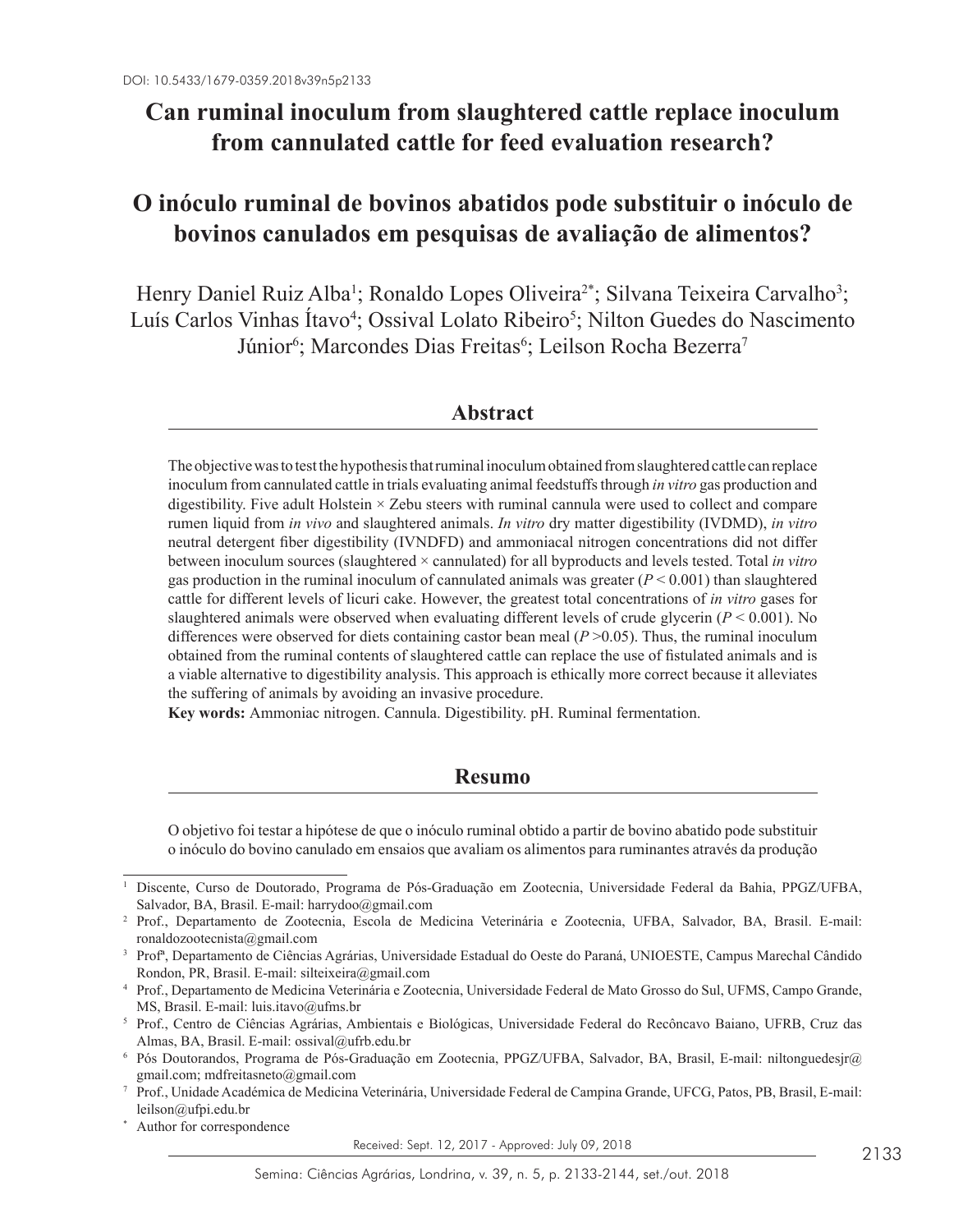DOI: 10.5433/1679-0359.2018v39n5p2133

# Can ruminal inoculum from slaughtered cattle replace inoculum from cannulated cattle for feed evaluation research?

# O inóculo ruminal de bovinos abatidos pode substituir o inóculo de bovinos canulados em pesquisas de avaliação de alimentos?

Henry Daniel Ruiz Alba[1]; Ronaldo Lopes Oliveira[2*]; Silvana Teixeira Carvalho[3]; Luís Carlos Vinhas Ítavo[4]; Ossival Lolato Ribeiro[5]; Nilton Guedes do Nascimento Júnior[6]; Marcondes Dias Freitas[6]; Leilson Rocha Bezerra[7]

## Abstract

The objective was to test the hypothesis that ruminal inoculum obtained from slaughtered cattle can replace inoculum from cannulated cattle in trials evaluating animal feedstuffs through *in vitro* gas production and digestibility. Five adult Holstein × Zebu steers with ruminal cannula were used to collect and compare rumen liquid from *in vivo* and slaughtered animals. *In vitro* dry matter digestibility (IVDMD), *in vitro* neutral detergent fiber digestibility (IVNDFD) and ammoniacal nitrogen concentrations did not differ between inoculum sources (slaughtered × cannulated) for all byproducts and levels tested. Total *in vitro* gas production in the ruminal inoculum of cannulated animals was greater ($P < 0.001$) than slaughtered cattle for different levels of licuri cake. However, the greatest total concentrations of *in vitro* gases for slaughtered animals were observed when evaluating different levels of crude glycerin ($P < 0.001$). No differences were observed for diets containing castor bean meal ($P > 0.05$). Thus, the ruminal inoculum obtained from the ruminal contents of slaughtered cattle can replace the use of fistulated animals and is a viable alternative to digestibility analysis. This approach is ethically more correct because it alleviates the suffering of animals by avoiding an invasive procedure.

**Key words:** Ammoniac nitrogen. Cannula. Digestibility. pH. Ruminal fermentation.

## Resumo

O objetivo foi testar a hipótese de que o inóculo ruminal obtido a partir de bovino abatido pode substituir o inóculo do bovino canulado em ensaios que avaliam os alimentos para ruminantes através da produção

---

[1] Discente, Curso de Doutorado, Programa de Pós-Graduação em Zootecnia, Universidade Federal da Bahia, PPGZ/UFBA, Salvador, BA, Brasil. E-mail: harrydoo@gmail.com

[2] Prof., Departamento de Zootecnia, Escola de Medicina Veterinária e Zootecnia, UFBA, Salvador, BA, Brasil. E-mail: ronaldozootecnista@gmail.com

[3] Profª, Departamento de Ciências Agrárias, Universidade Estadual do Oeste do Paraná, UNIOESTE, Campus Marechal Cândido Rondon, PR, Brasil. E-mail: silteixeira@gmail.com

[4] Prof., Departamento de Medicina Veterinária e Zootecnia, Universidade Federal de Mato Grosso do Sul, UFMS, Campo Grande, MS, Brasil. E-mail: luis.itavo@ufms.br

[5] Prof., Centro de Ciências Agrárias, Ambientais e Biológicas, Universidade Federal do Recôncavo Baiano, UFRB, Cruz das Almas, BA, Brasil. E-mail: ossival@ufrb.edu.br

[6] Pós Doutorandos, Programa de Pós-Graduação em Zootecnia, PPGZ/UFBA, Salvador, BA, Brasil, E-mail: niltonguedesjr@gmail.com; mdfreitasneto@gmail.com

[7] Prof., Unidade Académica de Medicina Veterinária, Universidade Federal de Campina Grande, UFCG, Patos, PB, Brasil, E-mail: leilson@ufpi.edu.br

[*] Author for correspondence

Received: Sept. 12, 2017 - Approved: July 09, 2018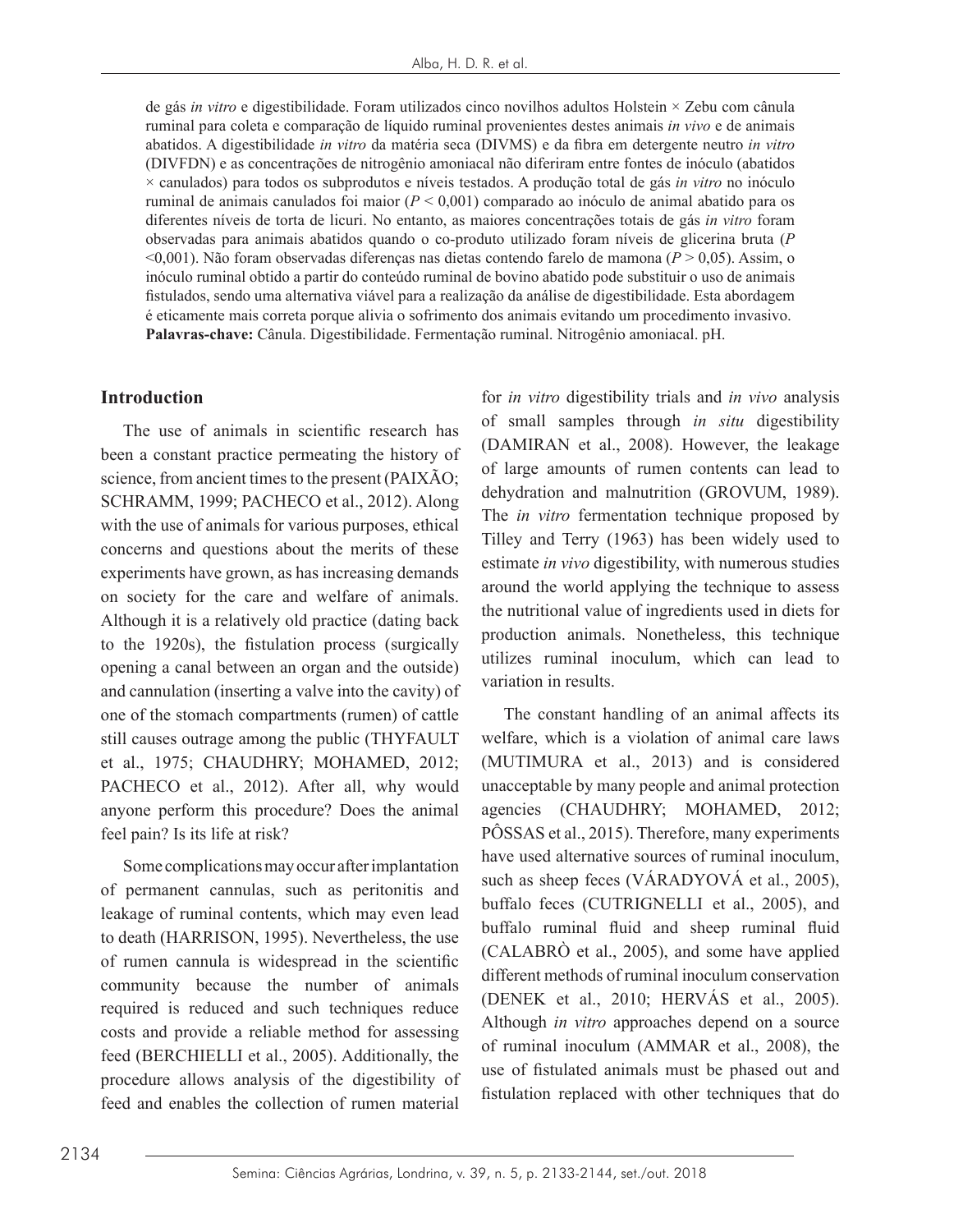de gás *in vitro* e digestibilidade. Foram utilizados cinco novilhos adultos Holstein × Zebu com cânula ruminal para coleta e comparação de líquido ruminal provenientes destes animais *in vivo* e de animais abatidos. A digestibilidade *in vitro* da matéria seca (DIVMS) e da fibra em detergente neutro *in vitro* (DIVFDN) e as concentrações de nitrogênio amoniacal não diferiram entre fontes de inóculo (abatidos × canulados) para todos os subprodutos e níveis testados. A produção total de gás *in vitro* no inóculo ruminal de animais canulados foi maior ($P < 0,001$) comparado ao inóculo de animal abatido para os diferentes níveis de torta de licuri. No entanto, as maiores concentrações totais de gás *in vitro* foram observadas para animais abatidos quando o co-produto utilizado foram níveis de glicerina bruta ($P < 0,001$). Não foram observadas diferenças nas dietas contendo farelo de mamona ($P > 0,05$). Assim, o inóculo ruminal obtido a partir do conteúdo ruminal de bovino abatido pode substituir o uso de animais fistulados, sendo uma alternativa viável para a realização da análise de digestibilidade. Esta abordagem é eticamente mais correta porque alivia o sofrimento dos animais evitando um procedimento invasivo.
**Palavras-chave:** Cânula. Digestibilidade. Fermentação ruminal. Nitrogênio amoniacal. pH.

## Introduction

The use of animals in scientific research has been a constant practice permeating the history of science, from ancient times to the present (PAIXÃO; SCHRAMM, 1999; PACHECO et al., 2012). Along with the use of animals for various purposes, ethical concerns and questions about the merits of these experiments have grown, as has increasing demands on society for the care and welfare of animals. Although it is a relatively old practice (dating back to the 1920s), the fistulation process (surgically opening a canal between an organ and the outside) and cannulation (inserting a valve into the cavity) of one of the stomach compartments (rumen) of cattle still causes outrage among the public (THYFAULT et al., 1975; CHAUDHRY; MOHAMED, 2012; PACHECO et al., 2012). After all, why would anyone perform this procedure? Does the animal feel pain? Is its life at risk?

Some complications may occur after implantation of permanent cannulas, such as peritonitis and leakage of ruminal contents, which may even lead to death (HARRISON, 1995). Nevertheless, the use of rumen cannula is widespread in the scientific community because the number of animals required is reduced and such techniques reduce costs and provide a reliable method for assessing feed (BERCHIELLI et al., 2005). Additionally, the procedure allows analysis of the digestibility of feed and enables the collection of rumen material for *in vitro* digestibility trials and *in vivo* analysis of small samples through *in situ* digestibility (DAMIRAN et al., 2008). However, the leakage of large amounts of rumen contents can lead to dehydration and malnutrition (GROVUM, 1989). The *in vitro* fermentation technique proposed by Tilley and Terry (1963) has been widely used to estimate *in vivo* digestibility, with numerous studies around the world applying the technique to assess the nutritional value of ingredients used in diets for production animals. Nonetheless, this technique utilizes ruminal inoculum, which can lead to variation in results.

The constant handling of an animal affects its welfare, which is a violation of animal care laws (MUTIMURA et al., 2013) and is considered unacceptable by many people and animal protection agencies (CHAUDHRY; MOHAMED, 2012; PÔSSAS et al., 2015). Therefore, many experiments have used alternative sources of ruminal inoculum, such as sheep feces (VÁRADYOVÁ et al., 2005), buffalo feces (CUTRIGNELLI et al., 2005), and buffalo ruminal fluid and sheep ruminal fluid (CALABRÒ et al., 2005), and some have applied different methods of ruminal inoculum conservation (DENEK et al., 2010; HERVÁS et al., 2005). Although *in vitro* approaches depend on a source of ruminal inoculum (AMMAR et al., 2008), the use of fistulated animals must be phased out and fistulation replaced with other techniques that do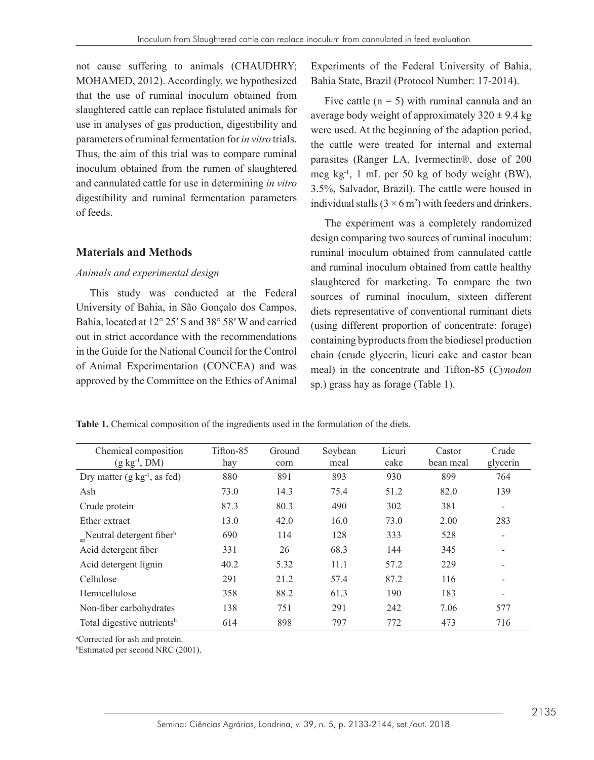not cause suffering to animals (CHAUDHRY; MOHAMED, 2012). Accordingly, we hypothesized that the use of ruminal inoculum obtained from slaughtered cattle can replace fistulated animals for use in analyses of gas production, digestibility and parameters of ruminal fermentation for *in vitro* trials. Thus, the aim of this trial was to compare ruminal inoculum obtained from the rumen of slaughtered and cannulated cattle for use in determining *in vitro* digestibility and ruminal fermentation parameters of feeds.

## Materials and Methods

### *Animals and experimental design*

This study was conducted at the Federal University of Bahia, in São Gonçalo dos Campos, Bahia, located at 12° 25′ S and 38° 58′ W and carried out in strict accordance with the recommendations in the Guide for the National Council for the Control of Animal Experimentation (CONCEA) and was approved by the Committee on the Ethics of Animal Experiments of the Federal University of Bahia, Bahia State, Brazil (Protocol Number: 17-2014).

Five cattle (n = 5) with ruminal cannula and an average body weight of approximately 320 ± 9.4 kg were used. At the beginning of the adaption period, the cattle were treated for internal and external parasites (Ranger LA, Ivermectin®, dose of 200 mcg $kg^{-1}$, 1 mL per 50 kg of body weight (BW), 3.5%, Salvador, Brazil). The cattle were housed in individual stalls ($3 \times 6$ $m^2$) with feeders and drinkers.

The experiment was a completely randomized design comparing two sources of ruminal inoculum: ruminal inoculum obtained from cannulated cattle and ruminal inoculum obtained from cattle healthy slaughtered for marketing. To compare the two sources of ruminal inoculum, sixteen different diets representative of conventional ruminant diets (using different proportion of concentrate: forage) containing byproducts from the biodiesel production chain (crude glycerin, licuri cake and castor bean meal) in the concentrate and Tifton-85 (*Cynodon* sp.) grass hay as forage (Table 1).

**Table 1.** Chemical composition of the ingredients used in the formulation of the diets.

| Chemical composition (g $kg^{-1}$, DM) | Tifton-85 hay | Ground corn | Soybean meal | Licuri cake | Castor bean meal | Crude glycerin |
|---|---|---|---|---|---|---|
| Dry matter (g $kg^{-1}$, as fed) | 880 | 891 | 893 | 930 | 899 | 764 |
| Ash | 73.0 | 14.3 | 75.4 | 51.2 | 82.0 | 139 |
| Crude protein | 87.3 | 80.3 | 490 | 302 | 381 | - |
| Ether extract | 13.0 | 42.0 | 16.0 | 73.0 | 2.00 | 283 |
| $_{ap}$Neutral detergent fiber[b] | 690 | 114 | 128 | 333 | 528 | - |
| Acid detergent fiber | 331 | 26 | 68.3 | 144 | 345 | - |
| Acid detergent lignin | 40.2 | 5.32 | 11.1 | 57.2 | 229 | - |
| Cellulose | 291 | 21.2 | 57.4 | 87.2 | 116 | - |
| Hemicellulose | 358 | 88.2 | 61.3 | 190 | 183 | - |
| Non-fiber carbohydrates | 138 | 751 | 291 | 242 | 7.06 | 577 |
| Total digestive nutrients[b] | 614 | 898 | 797 | 772 | 473 | 716 |

[a]Corrected for ash and protein.
[b]Estimated per second NRC (2001).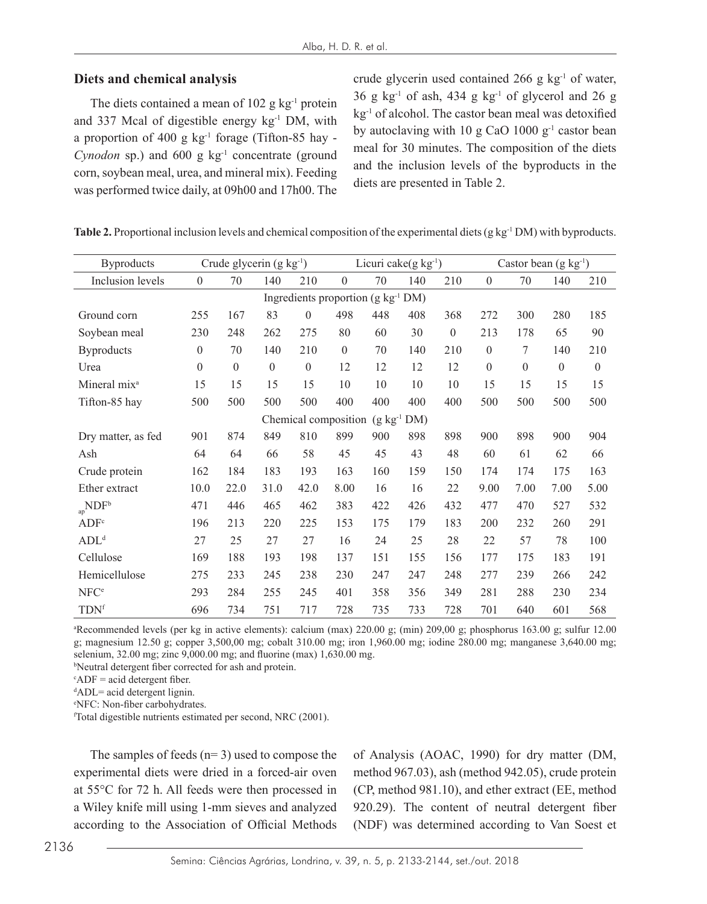## Diets and chemical analysis

The diets contained a mean of 102 g kg$^{-1}$ protein and 337 Mcal of digestible energy kg$^{-1}$ DM, with a proportion of 400 g kg$^{-1}$ forage (Tifton-85 hay - *Cynodon* sp.) and 600 g kg$^{-1}$ concentrate (ground corn, soybean meal, urea, and mineral mix). Feeding was performed twice daily, at 09h00 and 17h00. The crude glycerin used contained 266 g kg$^{-1}$ of water, 36 g kg$^{-1}$ of ash, 434 g kg$^{-1}$ of glycerol and 26 g kg$^{-1}$ of alcohol. The castor bean meal was detoxified by autoclaving with 10 g CaO 1000 g$^{-1}$ castor bean meal for 30 minutes. The composition of the diets and the inclusion levels of the byproducts in the diets are presented in Table 2.

**Table 2.** Proportional inclusion levels and chemical composition of the experimental diets (g kg$^{-1}$ DM) with byproducts.

| Byproducts | Crude glycerin (g kg$^{-1}$) | | | | Licuri cake(g kg$^{-1}$) | | | | Castor bean (g kg$^{-1}$) | | | |
|---|---|---|---|---|---|---|---|---|---|---|---|---|
| Inclusion levels | 0 | 70 | 140 | 210 | 0 | 70 | 140 | 210 | 0 | 70 | 140 | 210 |
| Ingredients proportion (g kg$^{-1}$ DM) | | | | | | | | | | | | |
| Ground corn | 255 | 167 | 83 | 0 | 498 | 448 | 408 | 368 | 272 | 300 | 280 | 185 |
| Soybean meal | 230 | 248 | 262 | 275 | 80 | 60 | 30 | 0 | 213 | 178 | 65 | 90 |
| Byproducts | 0 | 70 | 140 | 210 | 0 | 70 | 140 | 210 | 0 | 7 | 140 | 210 |
| Urea | 0 | 0 | 0 | 0 | 12 | 12 | 12 | 12 | 0 | 0 | 0 | 0 |
| Mineral mix[a] | 15 | 15 | 15 | 15 | 10 | 10 | 10 | 10 | 15 | 15 | 15 | 15 |
| Tifton-85 hay | 500 | 500 | 500 | 500 | 400 | 400 | 400 | 400 | 500 | 500 | 500 | 500 |
| Chemical composition (g kg$^{-1}$ DM) | | | | | | | | | | | | |
| Dry matter, as fed | 901 | 874 | 849 | 810 | 899 | 900 | 898 | 898 | 900 | 898 | 900 | 904 |
| Ash | 64 | 64 | 66 | 58 | 45 | 45 | 43 | 48 | 60 | 61 | 62 | 66 |
| Crude protein | 162 | 184 | 183 | 193 | 163 | 160 | 159 | 150 | 174 | 174 | 175 | 163 |
| Ether extract | 10.0 | 22.0 | 31.0 | 42.0 | 8.00 | 16 | 16 | 22 | 9.00 | 7.00 | 7.00 | 5.00 |
| $_{ap}$NDF[b] | 471 | 446 | 465 | 462 | 383 | 422 | 426 | 432 | 477 | 470 | 527 | 532 |
| ADF[c] | 196 | 213 | 220 | 225 | 153 | 175 | 179 | 183 | 200 | 232 | 260 | 291 |
| ADL[d] | 27 | 25 | 27 | 27 | 16 | 24 | 25 | 28 | 22 | 57 | 78 | 100 |
| Cellulose | 169 | 188 | 193 | 198 | 137 | 151 | 155 | 156 | 177 | 175 | 183 | 191 |
| Hemicellulose | 275 | 233 | 245 | 238 | 230 | 247 | 247 | 248 | 277 | 239 | 266 | 242 |
| NFC[e] | 293 | 284 | 255 | 245 | 401 | 358 | 356 | 349 | 281 | 288 | 230 | 234 |
| TDN[f] | 696 | 734 | 751 | 717 | 728 | 735 | 733 | 728 | 701 | 640 | 601 | 568 |

[a]Recommended levels (per kg in active elements): calcium (max) 220.00 g; (min) 209,00 g; phosphorus 163.00 g; sulfur 12.00 g; magnesium 12.50 g; copper 3,500,00 mg; cobalt 310.00 mg; iron 1,960.00 mg; iodine 280.00 mg; manganese 3,640.00 mg; selenium, 32.00 mg; zinc 9,000.00 mg; and fluorine (max) 1,630.00 mg.
[b]Neutral detergent fiber corrected for ash and protein.
[c]ADF = acid detergent fiber.
[d]ADL= acid detergent lignin.
[e]NFC: Non-fiber carbohydrates.
[f]Total digestible nutrients estimated per second, NRC (2001).

The samples of feeds (n= 3) used to compose the experimental diets were dried in a forced-air oven at 55°C for 72 h. All feeds were then processed in a Wiley knife mill using 1-mm sieves and analyzed according to the Association of Official Methods of Analysis (AOAC, 1990) for dry matter (DM, method 967.03), ash (method 942.05), crude protein (CP, method 981.10), and ether extract (EE, method 920.29). The content of neutral detergent fiber (NDF) was determined according to Van Soest et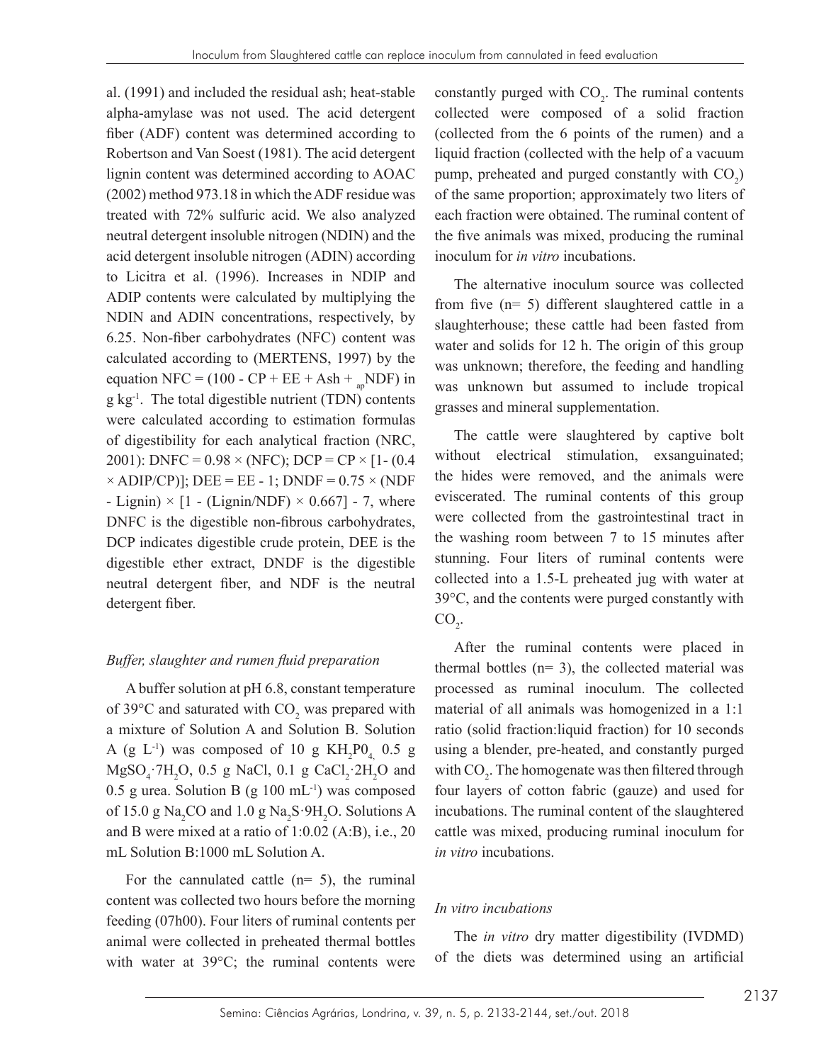al. (1991) and included the residual ash; heat-stable alpha-amylase was not used. The acid detergent fiber (ADF) content was determined according to Robertson and Van Soest (1981). The acid detergent lignin content was determined according to AOAC (2002) method 973.18 in which the ADF residue was treated with 72% sulfuric acid. We also analyzed neutral detergent insoluble nitrogen (NDIN) and the acid detergent insoluble nitrogen (ADIN) according to Licitra et al. (1996). Increases in NDIP and ADIP contents were calculated by multiplying the NDIN and ADIN concentrations, respectively, by 6.25. Non-fiber carbohydrates (NFC) content was calculated according to (MERTENS, 1997) by the equation NFC = (100 - CP + EE + Ash + $_{ap}$NDF) in g kg$^{-1}$. The total digestible nutrient (TDN) contents were calculated according to estimation formulas of digestibility for each analytical fraction (NRC, 2001): DNFC = 0.98 × (NFC); DCP = CP × [1- (0.4 × ADIP/CP)]; DEE = EE - 1; DNDF = 0.75 × (NDF - Lignin) × [1 - (Lignin/NDF) × 0.667] - 7, where DNFC is the digestible non-fibrous carbohydrates, DCP indicates digestible crude protein, DEE is the digestible ether extract, DNDF is the digestible neutral detergent fiber, and NDF is the neutral detergent fiber.

*Buffer, slaughter and rumen fluid preparation*

A buffer solution at pH 6.8, constant temperature of 39°C and saturated with $CO_2$ was prepared with a mixture of Solution A and Solution B. Solution A (g L$^{-1}$) was composed of 10 g $KH_2PO_4$, 0.5 g $MgSO_4 \cdot 7H_2O$, 0.5 g NaCl, 0.1 g $CaCl_2 \cdot 2H_2O$ and 0.5 g urea. Solution B (g 100 mL$^{-1}$) was composed of 15.0 g $Na_2CO$ and 1.0 g $Na_2S \cdot 9H_2O$. Solutions A and B were mixed at a ratio of 1:0.02 (A:B), i.e., 20 mL Solution B:1000 mL Solution A.

For the cannulated cattle (n= 5), the ruminal content was collected two hours before the morning feeding (07h00). Four liters of ruminal contents per animal were collected in preheated thermal bottles with water at 39°C; the ruminal contents were constantly purged with $CO_2$. The ruminal contents collected were composed of a solid fraction (collected from the 6 points of the rumen) and a liquid fraction (collected with the help of a vacuum pump, preheated and purged constantly with $CO_2$) of the same proportion; approximately two liters of each fraction were obtained. The ruminal content of the five animals was mixed, producing the ruminal inoculum for *in vitro* incubations.

The alternative inoculum source was collected from five (n= 5) different slaughtered cattle in a slaughterhouse; these cattle had been fasted from water and solids for 12 h. The origin of this group was unknown; therefore, the feeding and handling was unknown but assumed to include tropical grasses and mineral supplementation.

The cattle were slaughtered by captive bolt without electrical stimulation, exsanguinated; the hides were removed, and the animals were eviscerated. The ruminal contents of this group were collected from the gastrointestinal tract in the washing room between 7 to 15 minutes after stunning. Four liters of ruminal contents were collected into a 1.5-L preheated jug with water at 39°C, and the contents were purged constantly with $CO_2$.

After the ruminal contents were placed in thermal bottles (n= 3), the collected material was processed as ruminal inoculum. The collected material of all animals was homogenized in a 1:1 ratio (solid fraction:liquid fraction) for 10 seconds using a blender, pre-heated, and constantly purged with $CO_2$. The homogenate was then filtered through four layers of cotton fabric (gauze) and used for incubations. The ruminal content of the slaughtered cattle was mixed, producing ruminal inoculum for *in vitro* incubations.

*In vitro incubations*

The *in vitro* dry matter digestibility (IVDMD) of the diets was determined using an artificial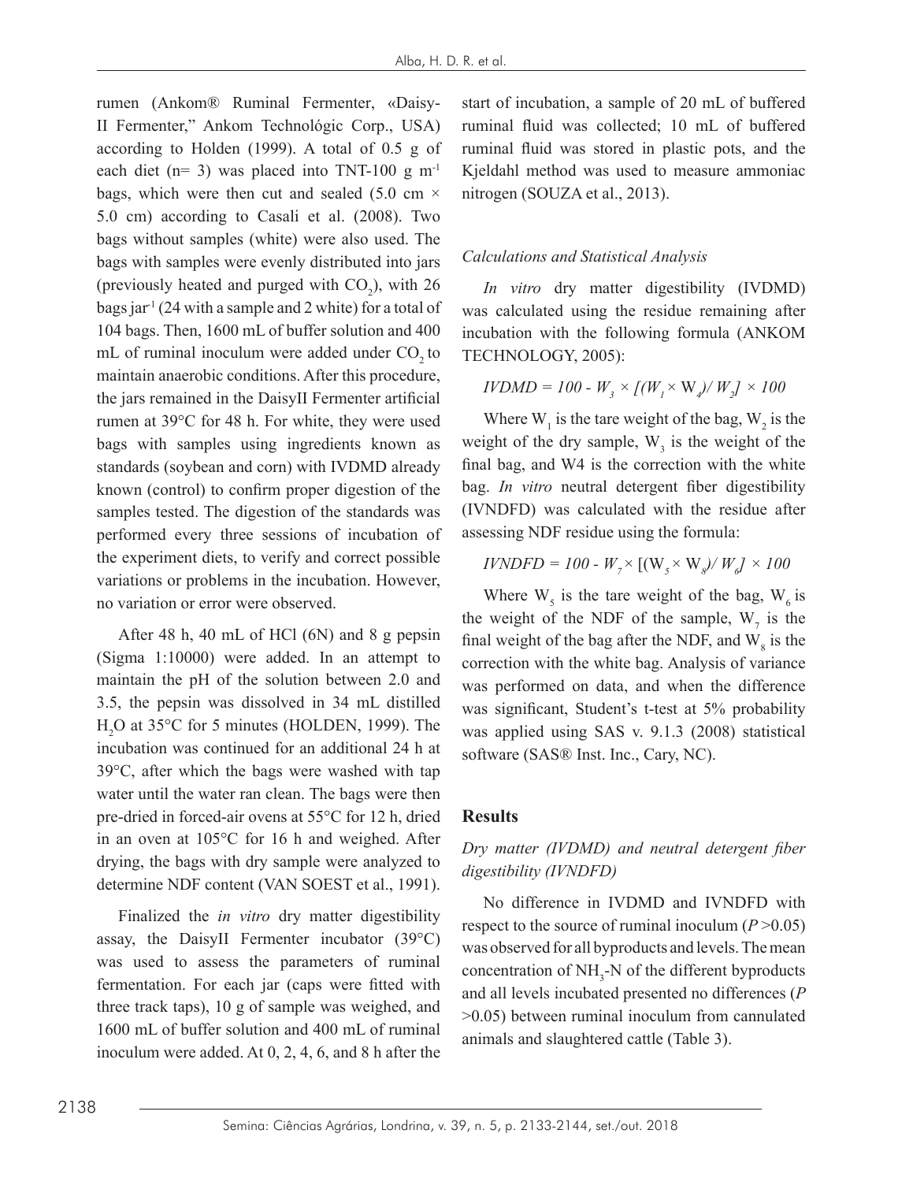rumen (Ankom® Ruminal Fermenter, «Daisy-II Fermenter," Ankom Technológic Corp., USA) according to Holden (1999). A total of 0.5 g of each diet (n= 3) was placed into TNT-100 g $m^{-1}$ bags, which were then cut and sealed (5.0 cm × 5.0 cm) according to Casali et al. (2008). Two bags without samples (white) were also used. The bags with samples were evenly distributed into jars (previously heated and purged with $CO_2$), with 26 bags $jar^{-1}$ (24 with a sample and 2 white) for a total of 104 bags. Then, 1600 mL of buffer solution and 400 mL of ruminal inoculum were added under $CO_2$ to maintain anaerobic conditions. After this procedure, the jars remained in the DaisyII Fermenter artificial rumen at 39°C for 48 h. For white, they were used bags with samples using ingredients known as standards (soybean and corn) with IVDMD already known (control) to confirm proper digestion of the samples tested. The digestion of the standards was performed every three sessions of incubation of the experiment diets, to verify and correct possible variations or problems in the incubation. However, no variation or error were observed.

After 48 h, 40 mL of HCl (6N) and 8 g pepsin (Sigma 1:10000) were added. In an attempt to maintain the pH of the solution between 2.0 and 3.5, the pepsin was dissolved in 34 mL distilled $H_2O$ at 35°C for 5 minutes (HOLDEN, 1999). The incubation was continued for an additional 24 h at 39°C, after which the bags were washed with tap water until the water ran clean. The bags were then pre-dried in forced-air ovens at 55°C for 12 h, dried in an oven at 105°C for 16 h and weighed. After drying, the bags with dry sample were analyzed to determine NDF content (VAN SOEST et al., 1991).

Finalized the *in vitro* dry matter digestibility assay, the DaisyII Fermenter incubator (39°C) was used to assess the parameters of ruminal fermentation. For each jar (caps were fitted with three track taps), 10 g of sample was weighed, and 1600 mL of buffer solution and 400 mL of ruminal inoculum were added. At 0, 2, 4, 6, and 8 h after the start of incubation, a sample of 20 mL of buffered ruminal fluid was collected; 10 mL of buffered ruminal fluid was stored in plastic pots, and the Kjeldahl method was used to measure ammoniac nitrogen (SOUZA et al., 2013).

### *Calculations and Statistical Analysis*

*In vitro* dry matter digestibility (IVDMD) was calculated using the residue remaining after incubation with the following formula (ANKOM TECHNOLOGY, 2005):

$$IVDMD = 100 - W_3 \times [(W_1 \times W_4) / W_2] \times 100$$

Where $W_1$ is the tare weight of the bag, $W_2$ is the weight of the dry sample, $W_3$ is the weight of the final bag, and W4 is the correction with the white bag. *In vitro* neutral detergent fiber digestibility (IVNDFD) was calculated with the residue after assessing NDF residue using the formula:

$$IVNDFD = 100 - W_7 \times [(W_5 \times W_8) / W_6] \times 100$$

Where $W_5$ is the tare weight of the bag, $W_6$ is the weight of the NDF of the sample, $W_7$ is the final weight of the bag after the NDF, and $W_8$ is the correction with the white bag. Analysis of variance was performed on data, and when the difference was significant, Student's t-test at 5% probability was applied using SAS v. 9.1.3 (2008) statistical software (SAS® Inst. Inc., Cary, NC).

## Results

### *Dry matter (IVDMD) and neutral detergent fiber digestibility (IVNDFD)*

No difference in IVDMD and IVNDFD with respect to the source of ruminal inoculum ($P > 0.05$) was observed for all byproducts and levels. The mean concentration of $NH_3$-N of the different byproducts and all levels incubated presented no differences ($P > 0.05$) between ruminal inoculum from cannulated animals and slaughtered cattle (Table 3).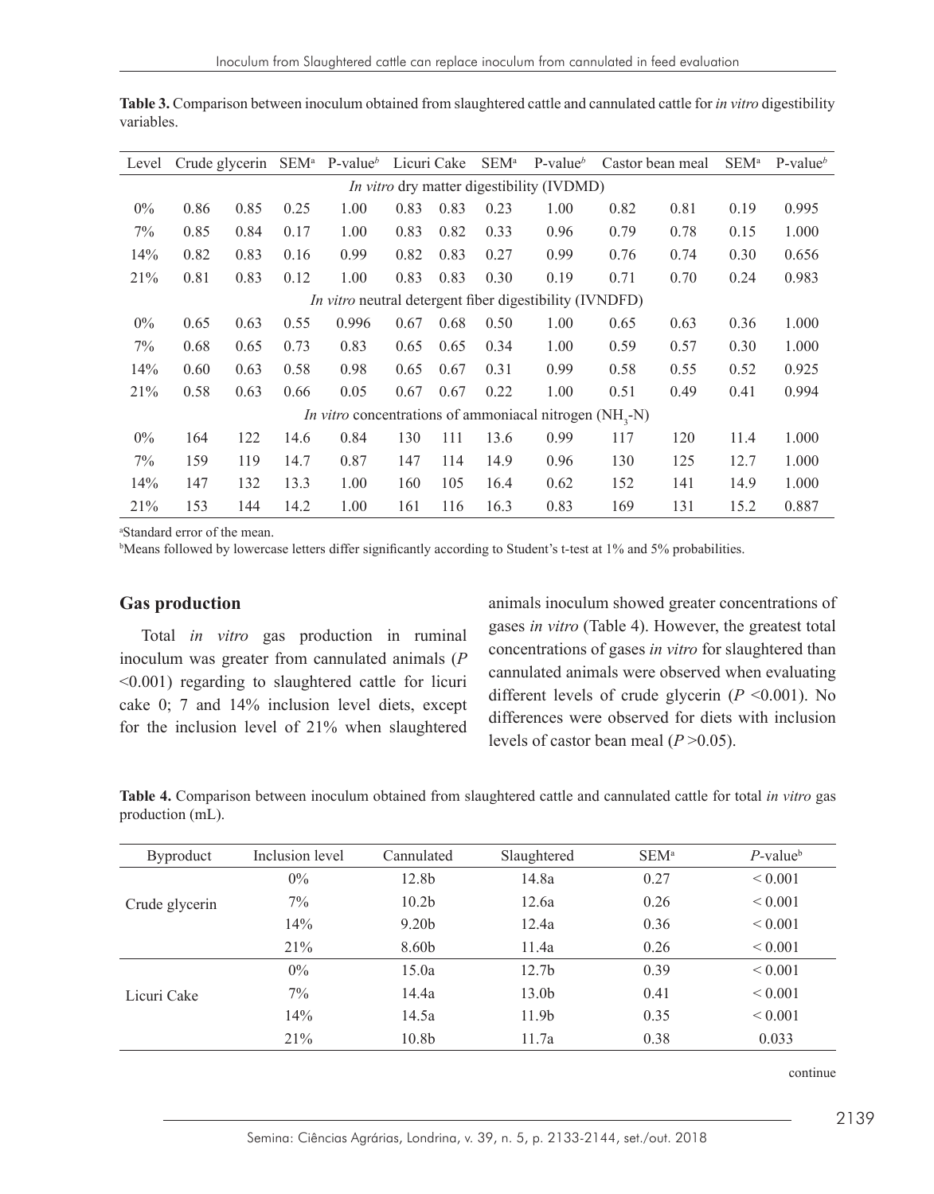**Table 3.** Comparison between inoculum obtained from slaughtered cattle and cannulated cattle for *in vitro* digestibility variables.

| Level | Crude glycerin | | SEM[a] | P-value[b] | Licuri Cake | | SEM[a] | P-value[b] | Castor bean meal | | SEM[a] | P-value[b] |
|---|---|---|---|---|---|---|---|---|---|---|---|---|
| *In vitro* dry matter digestibility (IVDMD) | | | | | | | | | | | | |
| 0% | 0.86 | 0.85 | 0.25 | 1.00 | 0.83 | 0.83 | 0.23 | 1.00 | 0.82 | 0.81 | 0.19 | 0.995 |
| 7% | 0.85 | 0.84 | 0.17 | 1.00 | 0.83 | 0.82 | 0.33 | 0.96 | 0.79 | 0.78 | 0.15 | 1.000 |
| 14% | 0.82 | 0.83 | 0.16 | 0.99 | 0.82 | 0.83 | 0.27 | 0.99 | 0.76 | 0.74 | 0.30 | 0.656 |
| 21% | 0.81 | 0.83 | 0.12 | 1.00 | 0.83 | 0.83 | 0.30 | 0.19 | 0.71 | 0.70 | 0.24 | 0.983 |
| *In vitro* neutral detergent fiber digestibility (IVNDFD) | | | | | | | | | | | | |
| 0% | 0.65 | 0.63 | 0.55 | 0.996 | 0.67 | 0.68 | 0.50 | 1.00 | 0.65 | 0.63 | 0.36 | 1.000 |
| 7% | 0.68 | 0.65 | 0.73 | 0.83 | 0.65 | 0.65 | 0.34 | 1.00 | 0.59 | 0.57 | 0.30 | 1.000 |
| 14% | 0.60 | 0.63 | 0.58 | 0.98 | 0.65 | 0.67 | 0.31 | 0.99 | 0.58 | 0.55 | 0.52 | 0.925 |
| 21% | 0.58 | 0.63 | 0.66 | 0.05 | 0.67 | 0.67 | 0.22 | 1.00 | 0.51 | 0.49 | 0.41 | 0.994 |
| *In vitro* concentrations of ammoniacal nitrogen ($NH_3$-N) | | | | | | | | | | | | |
| 0% | 164 | 122 | 14.6 | 0.84 | 130 | 111 | 13.6 | 0.99 | 117 | 120 | 11.4 | 1.000 |
| 7% | 159 | 119 | 14.7 | 0.87 | 147 | 114 | 14.9 | 0.96 | 130 | 125 | 12.7 | 1.000 |
| 14% | 147 | 132 | 13.3 | 1.00 | 160 | 105 | 16.4 | 0.62 | 152 | 141 | 14.9 | 1.000 |
| 21% | 153 | 144 | 14.2 | 1.00 | 161 | 116 | 16.3 | 0.83 | 169 | 131 | 15.2 | 0.887 |

[a]Standard error of the mean.
[b]Means followed by lowercase letters differ significantly according to Student's t-test at 1% and 5% probabilities.

## Gas production

Total *in vitro* gas production in ruminal inoculum was greater from cannulated animals ($P$ <0.001) regarding to slaughtered cattle for licuri cake 0; 7 and 14% inclusion level diets, except for the inclusion level of 21% when slaughtered animals inoculum showed greater concentrations of gases *in vitro* (Table 4). However, the greatest total concentrations of gases *in vitro* for slaughtered than cannulated animals were observed when evaluating different levels of crude glycerin ($P$ <0.001). No differences were observed for diets with inclusion levels of castor bean meal ($P$ >0.05).

**Table 4.** Comparison between inoculum obtained from slaughtered cattle and cannulated cattle for total *in vitro* gas production (mL).

| Byproduct | Inclusion level | Cannulated | Slaughtered | SEM[a] | $P$-value[b] |
|---|---|---|---|---|---|
| Crude glycerin | 0% | 12.8b | 14.8a | 0.27 | < 0.001 |
| | 7% | 10.2b | 12.6a | 0.26 | < 0.001 |
| | 14% | 9.20b | 12.4a | 0.36 | < 0.001 |
| | 21% | 8.60b | 11.4a | 0.26 | < 0.001 |
| Licuri Cake | 0% | 15.0a | 12.7b | 0.39 | < 0.001 |
| | 7% | 14.4a | 13.0b | 0.41 | < 0.001 |
| | 14% | 14.5a | 11.9b | 0.35 | < 0.001 |
| | 21% | 10.8b | 11.7a | 0.38 | 0.033 |

continue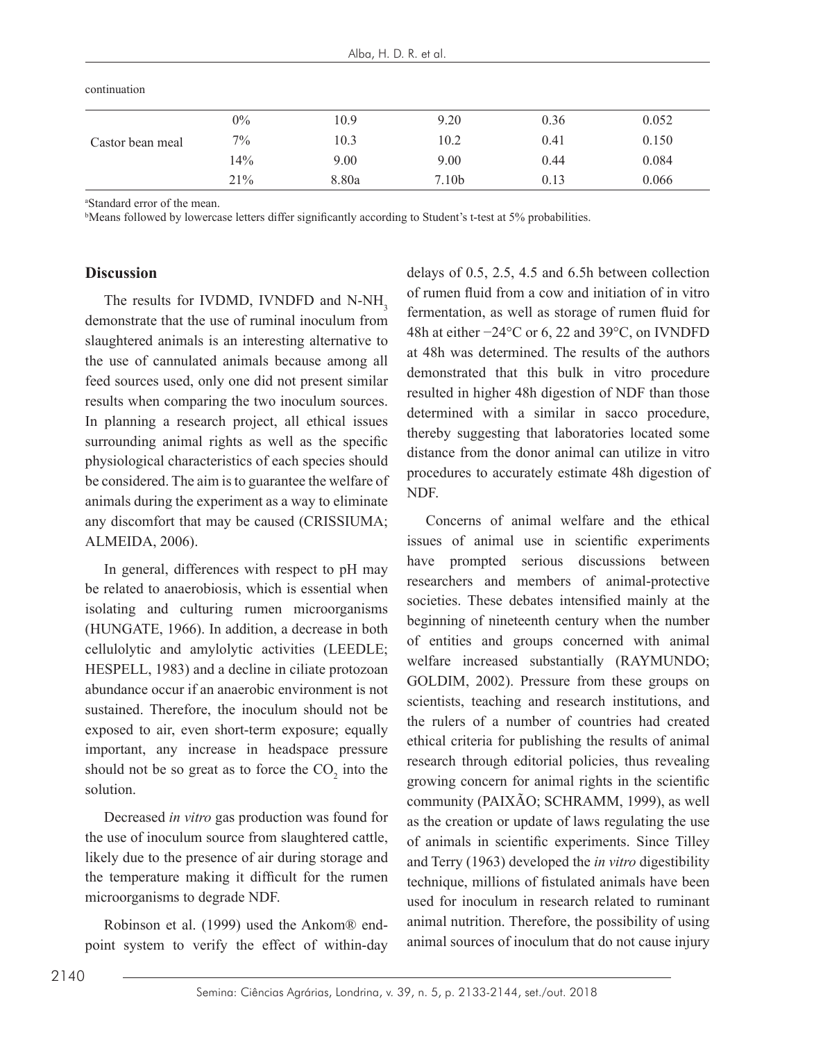continuation

| | | | | | |
|---|---|---|---|---|---|
| Castor bean meal | 0% | 10.9 | 9.20 | 0.36 | 0.052 |
| | 7% | 10.3 | 10.2 | 0.41 | 0.150 |
| | 14% | 9.00 | 9.00 | 0.44 | 0.084 |
| | 21% | 8.80a | 7.10b | 0.13 | 0.066 |

[a]Standard error of the mean.
[b]Means followed by lowercase letters differ significantly according to Student's t-test at 5% probabilities.

## Discussion

The results for IVDMD, IVNDFD and N-$NH_3$ demonstrate that the use of ruminal inoculum from slaughtered animals is an interesting alternative to the use of cannulated animals because among all feed sources used, only one did not present similar results when comparing the two inoculum sources. In planning a research project, all ethical issues surrounding animal rights as well as the specific physiological characteristics of each species should be considered. The aim is to guarantee the welfare of animals during the experiment as a way to eliminate any discomfort that may be caused (CRISSIUMA; ALMEIDA, 2006).

In general, differences with respect to pH may be related to anaerobiosis, which is essential when isolating and culturing rumen microorganisms (HUNGATE, 1966). In addition, a decrease in both cellulolytic and amylolytic activities (LEEDLE; HESPELL, 1983) and a decline in ciliate protozoan abundance occur if an anaerobic environment is not sustained. Therefore, the inoculum should not be exposed to air, even short-term exposure; equally important, any increase in headspace pressure should not be so great as to force the $CO_2$ into the solution.

Decreased *in vitro* gas production was found for the use of inoculum source from slaughtered cattle, likely due to the presence of air during storage and the temperature making it difficult for the rumen microorganisms to degrade NDF.

Robinson et al. (1999) used the Ankom® end-point system to verify the effect of within-day delays of 0.5, 2.5, 4.5 and 6.5h between collection of rumen fluid from a cow and initiation of in vitro fermentation, as well as storage of rumen fluid for 48h at either −24°C or 6, 22 and 39°C, on IVNDFD at 48h was determined. The results of the authors demonstrated that this bulk in vitro procedure resulted in higher 48h digestion of NDF than those determined with a similar in sacco procedure, thereby suggesting that laboratories located some distance from the donor animal can utilize in vitro procedures to accurately estimate 48h digestion of NDF.

Concerns of animal welfare and the ethical issues of animal use in scientific experiments have prompted serious discussions between researchers and members of animal-protective societies. These debates intensified mainly at the beginning of nineteenth century when the number of entities and groups concerned with animal welfare increased substantially (RAYMUNDO; GOLDIM, 2002). Pressure from these groups on scientists, teaching and research institutions, and the rulers of a number of countries had created ethical criteria for publishing the results of animal research through editorial policies, thus revealing growing concern for animal rights in the scientific community (PAIXÃO; SCHRAMM, 1999), as well as the creation or update of laws regulating the use of animals in scientific experiments. Since Tilley and Terry (1963) developed the *in vitro* digestibility technique, millions of fistulated animals have been used for inoculum in research related to ruminant animal nutrition. Therefore, the possibility of using animal sources of inoculum that do not cause injury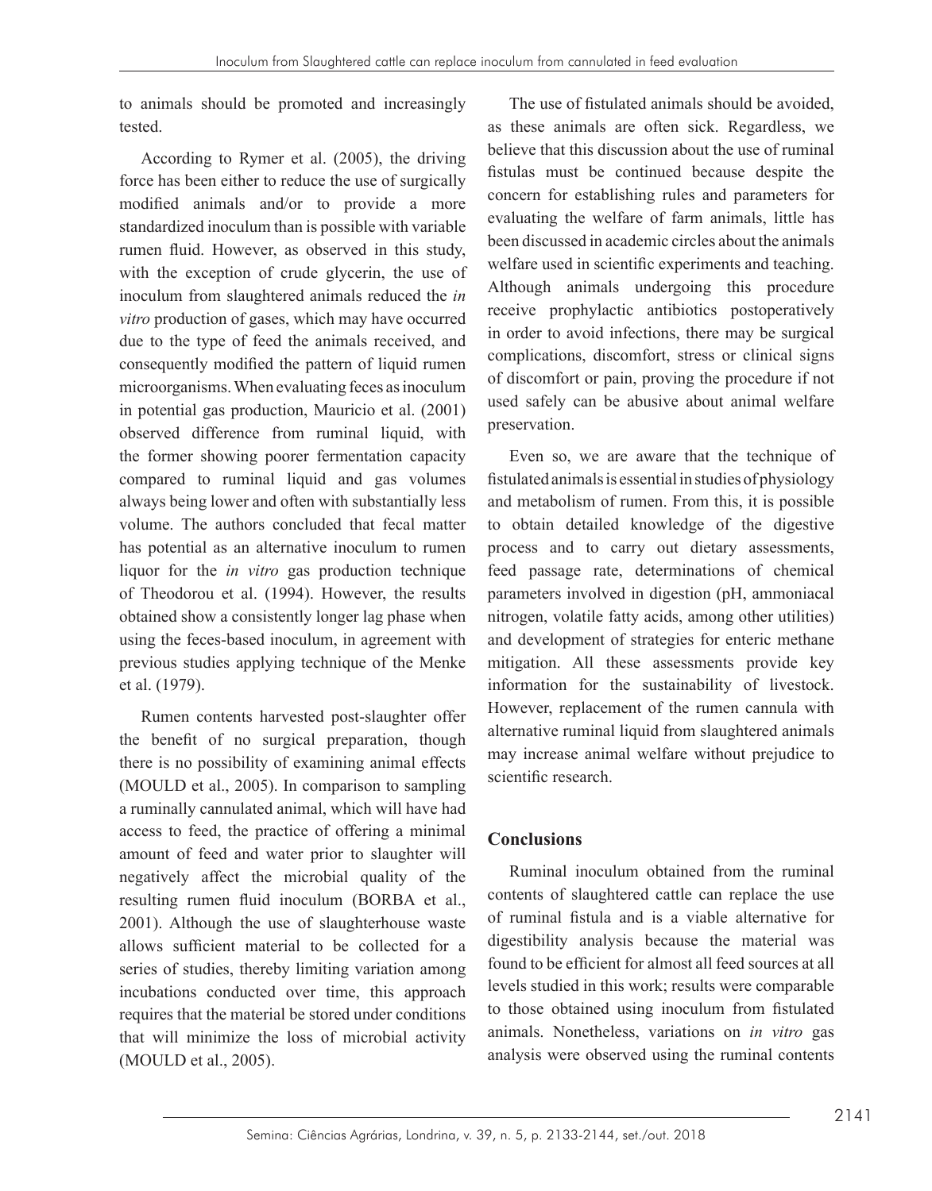to animals should be promoted and increasingly tested.

According to Rymer et al. (2005), the driving force has been either to reduce the use of surgically modified animals and/or to provide a more standardized inoculum than is possible with variable rumen fluid. However, as observed in this study, with the exception of crude glycerin, the use of inoculum from slaughtered animals reduced the *in vitro* production of gases, which may have occurred due to the type of feed the animals received, and consequently modified the pattern of liquid rumen microorganisms. When evaluating feces as inoculum in potential gas production, Mauricio et al. (2001) observed difference from ruminal liquid, with the former showing poorer fermentation capacity compared to ruminal liquid and gas volumes always being lower and often with substantially less volume. The authors concluded that fecal matter has potential as an alternative inoculum to rumen liquor for the *in vitro* gas production technique of Theodorou et al. (1994). However, the results obtained show a consistently longer lag phase when using the feces-based inoculum, in agreement with previous studies applying technique of the Menke et al. (1979).

Rumen contents harvested post-slaughter offer the benefit of no surgical preparation, though there is no possibility of examining animal effects (MOULD et al., 2005). In comparison to sampling a ruminally cannulated animal, which will have had access to feed, the practice of offering a minimal amount of feed and water prior to slaughter will negatively affect the microbial quality of the resulting rumen fluid inoculum (BORBA et al., 2001). Although the use of slaughterhouse waste allows sufficient material to be collected for a series of studies, thereby limiting variation among incubations conducted over time, this approach requires that the material be stored under conditions that will minimize the loss of microbial activity (MOULD et al., 2005).

The use of fistulated animals should be avoided, as these animals are often sick. Regardless, we believe that this discussion about the use of ruminal fistulas must be continued because despite the concern for establishing rules and parameters for evaluating the welfare of farm animals, little has been discussed in academic circles about the animals welfare used in scientific experiments and teaching. Although animals undergoing this procedure receive prophylactic antibiotics postoperatively in order to avoid infections, there may be surgical complications, discomfort, stress or clinical signs of discomfort or pain, proving the procedure if not used safely can be abusive about animal welfare preservation.

Even so, we are aware that the technique of fistulated animals is essential in studies of physiology and metabolism of rumen. From this, it is possible to obtain detailed knowledge of the digestive process and to carry out dietary assessments, feed passage rate, determinations of chemical parameters involved in digestion (pH, ammoniacal nitrogen, volatile fatty acids, among other utilities) and development of strategies for enteric methane mitigation. All these assessments provide key information for the sustainability of livestock. However, replacement of the rumen cannula with alternative ruminal liquid from slaughtered animals may increase animal welfare without prejudice to scientific research.

## Conclusions

Ruminal inoculum obtained from the ruminal contents of slaughtered cattle can replace the use of ruminal fistula and is a viable alternative for digestibility analysis because the material was found to be efficient for almost all feed sources at all levels studied in this work; results were comparable to those obtained using inoculum from fistulated animals. Nonetheless, variations on *in vitro* gas analysis were observed using the ruminal contents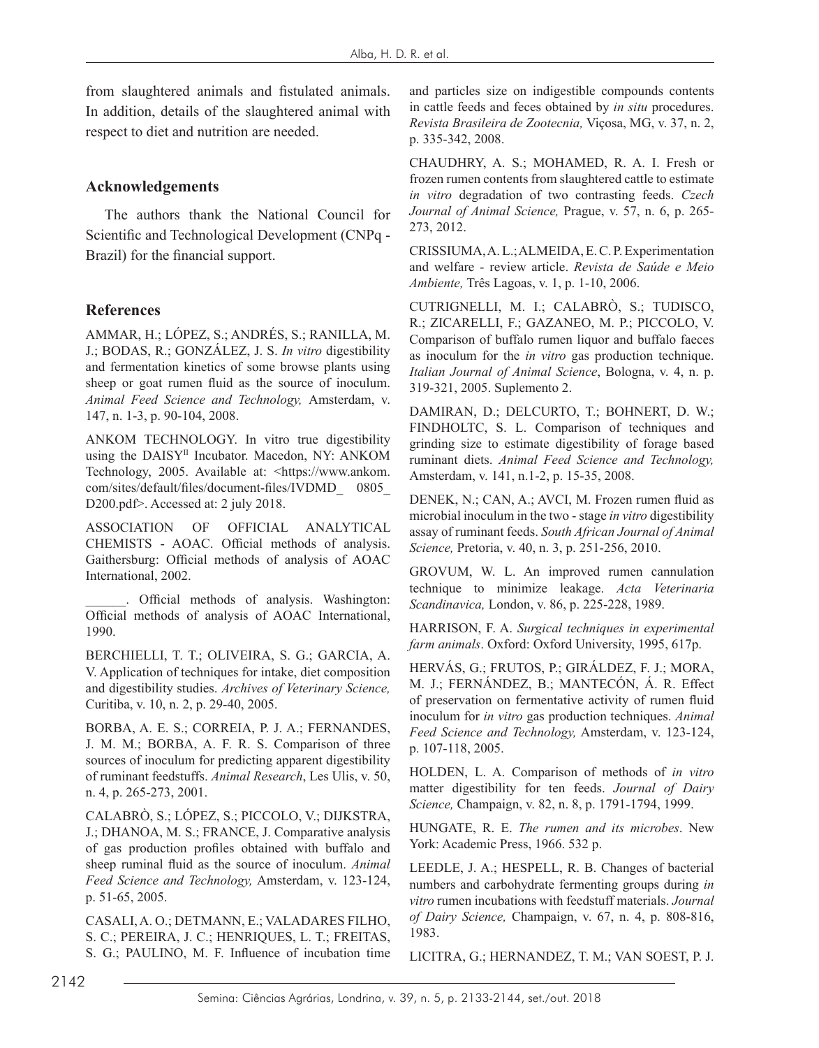from slaughtered animals and fistulated animals. In addition, details of the slaughtered animal with respect to diet and nutrition are needed.

## Acknowledgements

The authors thank the National Council for Scientific and Technological Development (CNPq - Brazil) for the financial support.

## References

AMMAR, H.; LÓPEZ, S.; ANDRÉS, S.; RANILLA, M. J.; BODAS, R.; GONZÁLEZ, J. S. *In vitro* digestibility and fermentation kinetics of some browse plants using sheep or goat rumen fluid as the source of inoculum. *Animal Feed Science and Technology,* Amsterdam, v. 147, n. 1-3, p. 90-104, 2008.

ANKOM TECHNOLOGY. In vitro true digestibility using the DAISY[II] Incubator. Macedon, NY: ANKOM Technology, 2005. Available at: <https://www.ankom.com/sites/default/files/document-files/IVDMD_ 0805_ D200.pdf>. Accessed at: 2 july 2018.

ASSOCIATION OF OFFICIAL ANALYTICAL CHEMISTS - AOAC. Official methods of analysis. Gaithersburg: Official methods of analysis of AOAC International, 2002.

______. Official methods of analysis. Washington: Official methods of analysis of AOAC International, 1990.

BERCHIELLI, T. T.; OLIVEIRA, S. G.; GARCIA, A. V. Application of techniques for intake, diet composition and digestibility studies. *Archives of Veterinary Science,* Curitiba, v. 10, n. 2, p. 29-40, 2005.

BORBA, A. E. S.; CORREIA, P. J. A.; FERNANDES, J. M. M.; BORBA, A. F. R. S. Comparison of three sources of inoculum for predicting apparent digestibility of ruminant feedstuffs. *Animal Research*, Les Ulis, v. 50, n. 4, p. 265-273, 2001.

CALABRÒ, S.; LÓPEZ, S.; PICCOLO, V.; DIJKSTRA, J.; DHANOA, M. S.; FRANCE, J. Comparative analysis of gas production profiles obtained with buffalo and sheep ruminal fluid as the source of inoculum. *Animal Feed Science and Technology,* Amsterdam, v. 123-124, p. 51-65, 2005.

CASALI, A. O.; DETMANN, E.; VALADARES FILHO, S. C.; PEREIRA, J. C.; HENRIQUES, L. T.; FREITAS, S. G.; PAULINO, M. F. Influence of incubation time and particles size on indigestible compounds contents in cattle feeds and feces obtained by *in situ* procedures. *Revista Brasileira de Zootecnia,* Viçosa, MG, v. 37, n. 2, p. 335-342, 2008.

CHAUDHRY, A. S.; MOHAMED, R. A. I. Fresh or frozen rumen contents from slaughtered cattle to estimate *in vitro* degradation of two contrasting feeds. *Czech Journal of Animal Science,* Prague, v. 57, n. 6, p. 265-273, 2012.

CRISSIUMA, A. L.; ALMEIDA, E. C. P. Experimentation and welfare - review article. *Revista de Saúde e Meio Ambiente,* Três Lagoas, v. 1, p. 1-10, 2006.

CUTRIGNELLI, M. I.; CALABRÒ, S.; TUDISCO, R.; ZICARELLI, F.; GAZANEO, M. P.; PICCOLO, V. Comparison of buffalo rumen liquor and buffalo faeces as inoculum for the *in vitro* gas production technique. *Italian Journal of Animal Science*, Bologna, v. 4, n. p. 319-321, 2005. Suplemento 2.

DAMIRAN, D.; DELCURTO, T.; BOHNERT, D. W.; FINDHOLTC, S. L. Comparison of techniques and grinding size to estimate digestibility of forage based ruminant diets. *Animal Feed Science and Technology,* Amsterdam, v. 141, n.1-2, p. 15-35, 2008.

DENEK, N.; CAN, A.; AVCI, M. Frozen rumen fluid as microbial inoculum in the two - stage *in vitro* digestibility assay of ruminant feeds. *South African Journal of Animal Science,* Pretoria, v. 40, n. 3, p. 251-256, 2010.

GROVUM, W. L. An improved rumen cannulation technique to minimize leakage. *Acta Veterinaria Scandinavica,* London, v. 86, p. 225-228, 1989.

HARRISON, F. A. *Surgical techniques in experimental farm animals*. Oxford: Oxford University, 1995, 617p.

HERVÁS, G.; FRUTOS, P.; GIRÁLDEZ, F. J.; MORA, M. J.; FERNÁNDEZ, B.; MANTECÓN, Á. R. Effect of preservation on fermentative activity of rumen fluid inoculum for *in vitro* gas production techniques. *Animal Feed Science and Technology,* Amsterdam, v. 123-124, p. 107-118, 2005.

HOLDEN, L. A. Comparison of methods of *in vitro* matter digestibility for ten feeds. *Journal of Dairy Science,* Champaign, v. 82, n. 8, p. 1791-1794, 1999.

HUNGATE, R. E. *The rumen and its microbes*. New York: Academic Press, 1966. 532 p.

LEEDLE, J. A.; HESPELL, R. B. Changes of bacterial numbers and carbohydrate fermenting groups during *in vitro* rumen incubations with feedstuff materials. *Journal of Dairy Science,* Champaign, v. 67, n. 4, p. 808-816, 1983.

LICITRA, G.; HERNANDEZ, T. M.; VAN SOEST, P. J.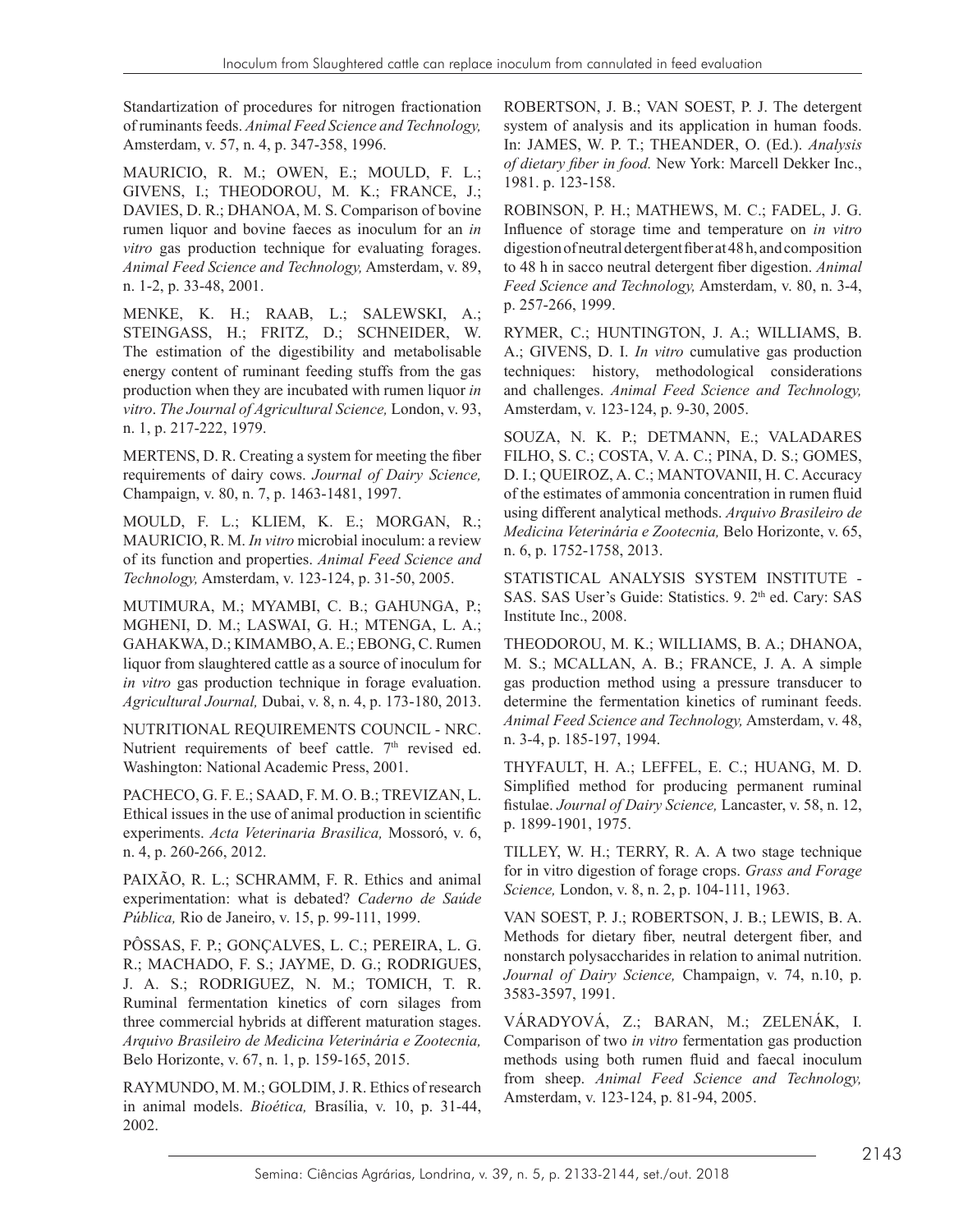Standartization of procedures for nitrogen fractionation of ruminants feeds. *Animal Feed Science and Technology,* Amsterdam, v. 57, n. 4, p. 347-358, 1996.

MAURICIO, R. M.; OWEN, E.; MOULD, F. L.; GIVENS, I.; THEODOROU, M. K.; FRANCE, J.; DAVIES, D. R.; DHANOA, M. S. Comparison of bovine rumen liquor and bovine faeces as inoculum for an *in vitro* gas production technique for evaluating forages. *Animal Feed Science and Technology,* Amsterdam, v. 89, n. 1-2, p. 33-48, 2001.

MENKE, K. H.; RAAB, L.; SALEWSKI, A.; STEINGASS, H.; FRITZ, D.; SCHNEIDER, W. The estimation of the digestibility and metabolisable energy content of ruminant feeding stuffs from the gas production when they are incubated with rumen liquor *in vitro*. *The Journal of Agricultural Science,* London, v. 93, n. 1, p. 217-222, 1979.

MERTENS, D. R. Creating a system for meeting the fiber requirements of dairy cows. *Journal of Dairy Science,* Champaign, v. 80, n. 7, p. 1463-1481, 1997.

MOULD, F. L.; KLIEM, K. E.; MORGAN, R.; MAURICIO, R. M. *In vitro* microbial inoculum: a review of its function and properties. *Animal Feed Science and Technology,* Amsterdam, v. 123-124, p. 31-50, 2005.

MUTIMURA, M.; MYAMBI, C. B.; GAHUNGA, P.; MGHENI, D. M.; LASWAI, G. H.; MTENGA, L. A.; GAHAKWA, D.; KIMAMBO, A. E.; EBONG, C. Rumen liquor from slaughtered cattle as a source of inoculum for *in vitro* gas production technique in forage evaluation. *Agricultural Journal,* Dubai, v. 8, n. 4, p. 173-180, 2013.

NUTRITIONAL REQUIREMENTS COUNCIL - NRC. Nutrient requirements of beef cattle. 7th revised ed. Washington: National Academic Press, 2001.

PACHECO, G. F. E.; SAAD, F. M. O. B.; TREVIZAN, L. Ethical issues in the use of animal production in scientific experiments. *Acta Veterinaria Brasilica,* Mossoró, v. 6, n. 4, p. 260-266, 2012.

PAIXÃO, R. L.; SCHRAMM, F. R. Ethics and animal experimentation: what is debated? *Caderno de Saúde Pública,* Rio de Janeiro, v. 15, p. 99-111, 1999.

PÔSSAS, F. P.; GONÇALVES, L. C.; PEREIRA, L. G. R.; MACHADO, F. S.; JAYME, D. G.; RODRIGUES, J. A. S.; RODRIGUEZ, N. M.; TOMICH, T. R. Ruminal fermentation kinetics of corn silages from three commercial hybrids at different maturation stages. *Arquivo Brasileiro de Medicina Veterinária e Zootecnia,* Belo Horizonte, v. 67, n. 1, p. 159-165, 2015.

RAYMUNDO, M. M.; GOLDIM, J. R. Ethics of research in animal models. *Bioética,* Brasília, v. 10, p. 31-44, 2002.

ROBERTSON, J. B.; VAN SOEST, P. J. The detergent system of analysis and its application in human foods. In: JAMES, W. P. T.; THEANDER, O. (Ed.). *Analysis of dietary fiber in food.* New York: Marcell Dekker Inc., 1981. p. 123-158.

ROBINSON, P. H.; MATHEWS, M. C.; FADEL, J. G. Influence of storage time and temperature on *in vitro* digestion of neutral detergent fiber at 48 h, and composition to 48 h in sacco neutral detergent fiber digestion. *Animal Feed Science and Technology,* Amsterdam, v. 80, n. 3-4, p. 257-266, 1999.

RYMER, C.; HUNTINGTON, J. A.; WILLIAMS, B. A.; GIVENS, D. I. *In vitro* cumulative gas production techniques: history, methodological considerations and challenges. *Animal Feed Science and Technology,* Amsterdam, v. 123-124, p. 9-30, 2005.

SOUZA, N. K. P.; DETMANN, E.; VALADARES FILHO, S. C.; COSTA, V. A. C.; PINA, D. S.; GOMES, D. I.; QUEIROZ, A. C.; MANTOVANII, H. C. Accuracy of the estimates of ammonia concentration in rumen fluid using different analytical methods. *Arquivo Brasileiro de Medicina Veterinária e Zootecnia,* Belo Horizonte, v. 65, n. 6, p. 1752-1758, 2013.

STATISTICAL ANALYSIS SYSTEM INSTITUTE - SAS. SAS User's Guide: Statistics. 9. 2th ed. Cary: SAS Institute Inc., 2008.

THEODOROU, M. K.; WILLIAMS, B. A.; DHANOA, M. S.; MCALLAN, A. B.; FRANCE, J. A. A simple gas production method using a pressure transducer to determine the fermentation kinetics of ruminant feeds. *Animal Feed Science and Technology,* Amsterdam, v. 48, n. 3-4, p. 185-197, 1994.

THYFAULT, H. A.; LEFFEL, E. C.; HUANG, M. D. Simplified method for producing permanent ruminal fistulae. *Journal of Dairy Science,* Lancaster, v. 58, n. 12, p. 1899-1901, 1975.

TILLEY, W. H.; TERRY, R. A. A two stage technique for in vitro digestion of forage crops. *Grass and Forage Science,* London, v. 8, n. 2, p. 104-111, 1963.

VAN SOEST, P. J.; ROBERTSON, J. B.; LEWIS, B. A. Methods for dietary fiber, neutral detergent fiber, and nonstarch polysaccharides in relation to animal nutrition. *Journal of Dairy Science,* Champaign, v. 74, n.10, p. 3583-3597, 1991.

VÁRADYOVÁ, Z.; BARAN, M.; ZELENÁK, I. Comparison of two *in vitro* fermentation gas production methods using both rumen fluid and faecal inoculum from sheep. *Animal Feed Science and Technology,* Amsterdam, v. 123-124, p. 81-94, 2005.